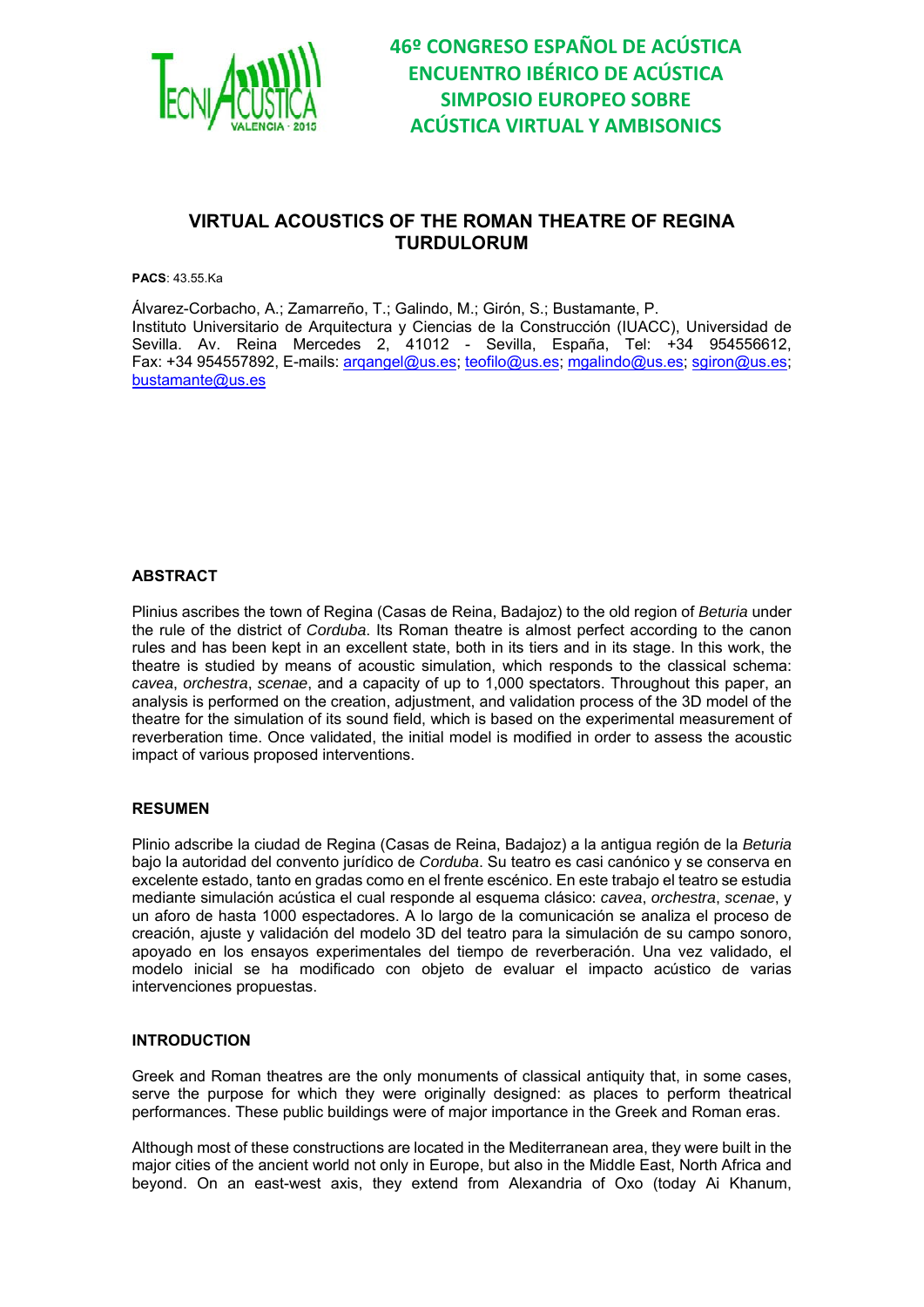# VIRTUAL ACOUSTICS OF THE ROMAN THEATRE OF REGINA TURDULORUM

**PACS**: 43.55.Ka

Álvarez-Corbacho, A.; Zamarreño, T.; Galindo, M.; Girón, S.; Bustamante, P.
Instituto Universitario de Arquitectura y Ciencias de la Construcción (IUACC), Universidad de Sevilla. Av. Reina Mercedes 2, 41012 - Sevilla, España, Tel: +34 954556612, Fax: +34 954557892, E-mails: arqangel@us.es; teofilo@us.es; mgalindo@us.es; sgiron@us.es; bustamante@us.es

## ABSTRACT

Plinius ascribes the town of Regina (Casas de Reina, Badajoz) to the old region of *Beturia* under the rule of the district of *Corduba*. Its Roman theatre is almost perfect according to the canon rules and has been kept in an excellent state, both in its tiers and in its stage. In this work, the theatre is studied by means of acoustic simulation, which responds to the classical schema: *cavea*, *orchestra*, *scenae*, and a capacity of up to 1,000 spectators. Throughout this paper, an analysis is performed on the creation, adjustment, and validation process of the 3D model of the theatre for the simulation of its sound field, which is based on the experimental measurement of reverberation time. Once validated, the initial model is modified in order to assess the acoustic impact of various proposed interventions.

## RESUMEN

Plinio adscribe la ciudad de Regina (Casas de Reina, Badajoz) a la antigua región de la *Beturia* bajo la autoridad del convento jurídico de *Corduba*. Su teatro es casi canónico y se conserva en excelente estado, tanto en gradas como en el frente escénico. En este trabajo el teatro se estudia mediante simulación acústica el cual responde al esquema clásico: *cavea*, *orchestra*, *scenae*, y un aforo de hasta 1000 espectadores. A lo largo de la comunicación se analiza el proceso de creación, ajuste y validación del modelo 3D del teatro para la simulación de su campo sonoro, apoyado en los ensayos experimentales del tiempo de reverberación. Una vez validado, el modelo inicial se ha modificado con objeto de evaluar el impacto acústico de varias intervenciones propuestas.

## INTRODUCTION

Greek and Roman theatres are the only monuments of classical antiquity that, in some cases, serve the purpose for which they were originally designed: as places to perform theatrical performances. These public buildings were of major importance in the Greek and Roman eras.

Although most of these constructions are located in the Mediterranean area, they were built in the major cities of the ancient world not only in Europe, but also in the Middle East, North Africa and beyond. On an east-west axis, they extend from Alexandria of Oxo (today Ai Khanum,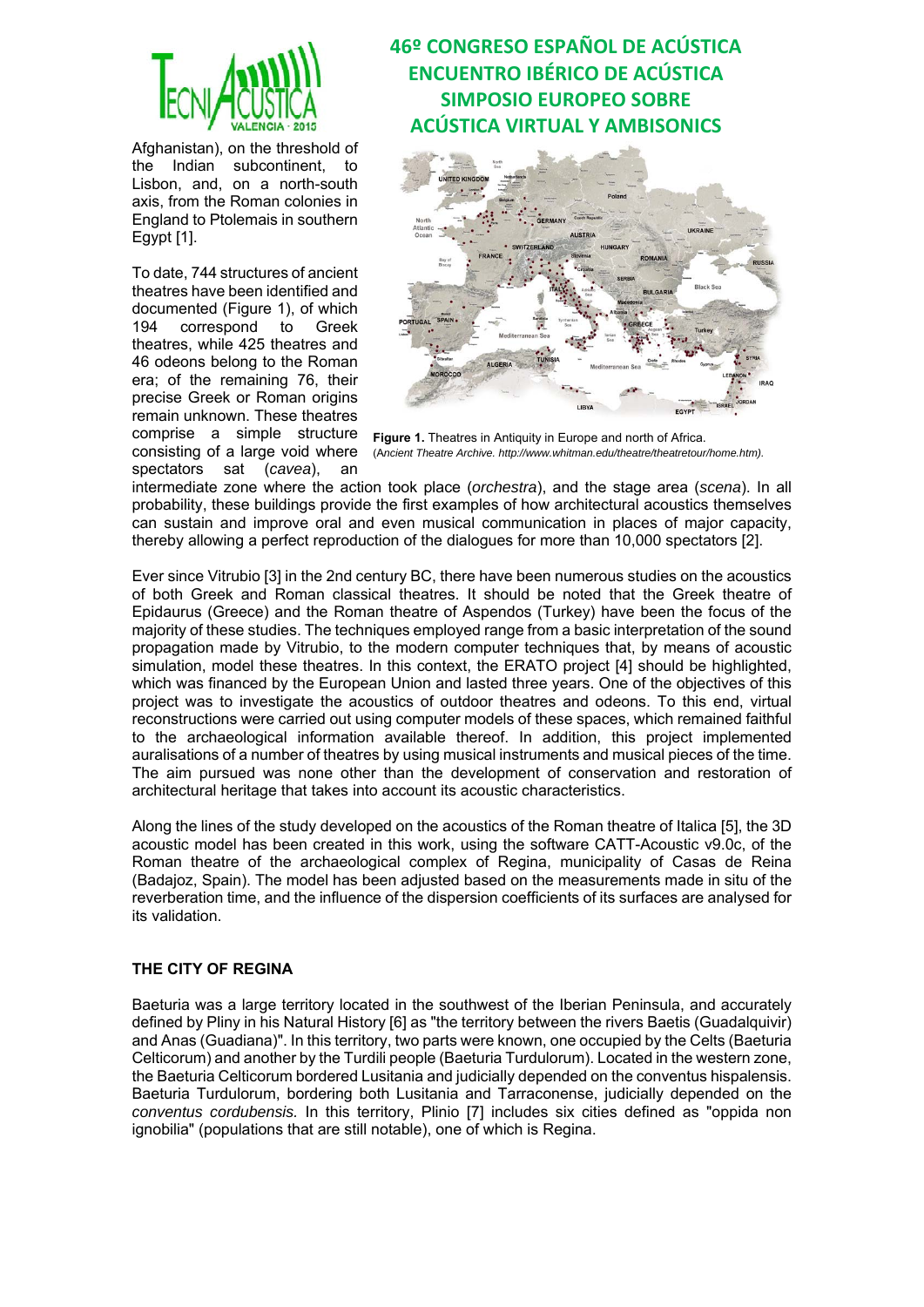Afghanistan), on the threshold of the Indian subcontinent, to Lisbon, and, on a north-south axis, from the Roman colonies in England to Ptolemais in southern Egypt [1].

To date, 744 structures of ancient theatres have been identified and documented (Figure 1), of which 194 correspond to Greek theatres, while 425 theatres and 46 odeons belong to the Roman era; of the remaining 76, their precise Greek or Roman origins remain unknown. These theatres comprise a simple structure consisting of a large void where spectators sat (*cavea*), an intermediate zone where the action took place (*orchestra*), and the stage area (*scena*). In all probability, these buildings provide the first examples of how architectural acoustics themselves can sustain and improve oral and even musical communication in places of major capacity, thereby allowing a perfect reproduction of the dialogues for more than 10,000 spectators [2].

**Figure 1.** Theatres in Antiquity in Europe and north of Africa. (*Ancient Theatre Archive. http://www.whitman.edu/theatre/theatretour/home.htm).*

Ever since Vitrubio [3] in the 2nd century BC, there have been numerous studies on the acoustics of both Greek and Roman classical theatres. It should be noted that the Greek theatre of Epidaurus (Greece) and the Roman theatre of Aspendos (Turkey) have been the focus of the majority of these studies. The techniques employed range from a basic interpretation of the sound propagation made by Vitrubio, to the modern computer techniques that, by means of acoustic simulation, model these theatres. In this context, the ERATO project [4] should be highlighted, which was financed by the European Union and lasted three years. One of the objectives of this project was to investigate the acoustics of outdoor theatres and odeons. To this end, virtual reconstructions were carried out using computer models of these spaces, which remained faithful to the archaeological information available thereof. In addition, this project implemented auralisations of a number of theatres by using musical instruments and musical pieces of the time. The aim pursued was none other than the development of conservation and restoration of architectural heritage that takes into account its acoustic characteristics.

Along the lines of the study developed on the acoustics of the Roman theatre of Italica [5], the 3D acoustic model has been created in this work, using the software CATT-Acoustic v9.0c, of the Roman theatre of the archaeological complex of Regina, municipality of Casas de Reina (Badajoz, Spain). The model has been adjusted based on the measurements made in situ of the reverberation time, and the influence of the dispersion coefficients of its surfaces are analysed for its validation.

## THE CITY OF REGINA

Baeturia was a large territory located in the southwest of the Iberian Peninsula, and accurately defined by Pliny in his Natural History [6] as "the territory between the rivers Baetis (Guadalquivir) and Anas (Guadiana)". In this territory, two parts were known, one occupied by the Celts (Baeturia Celticorum) and another by the Turdili people (Baeturia Turdulorum). Located in the western zone, the Baeturia Celticorum bordered Lusitania and judicially depended on the conventus hispalensis. Baeturia Turdulorum, bordering both Lusitania and Tarraconense, judicially depended on the *conventus cordubensis*. In this territory, Plinio [7] includes six cities defined as "oppida non ignobilia" (populations that are still notable), one of which is Regina.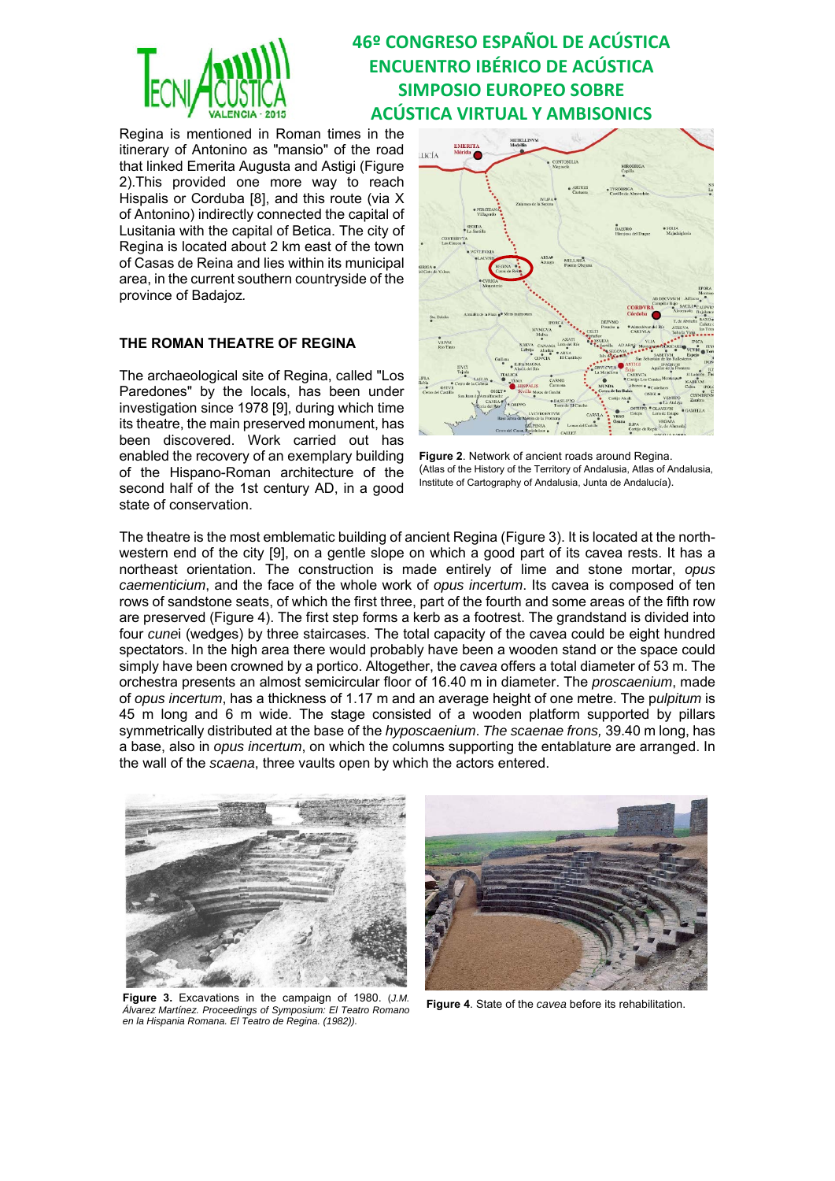Regina is mentioned in Roman times in the itinerary of Antonino as "mansio" of the road that linked Emerita Augusta and Astigi (Figure 2).This provided one more way to reach Hispalis or Corduba [8], and this route (via X of Antonino) indirectly connected the capital of Lusitania with the capital of Betica. The city of Regina is located about 2 km east of the town of Casas de Reina and lies within its municipal area, in the current southern countryside of the province of Badajoz.

**Figure 2**. Network of ancient roads around Regina. (Atlas of the History of the Territory of Andalusia, Atlas of Andalusia, Institute of Cartography of Andalusia, Junta de Andalucía).

## THE ROMAN THEATRE OF REGINA

The archaeological site of Regina, called "Los Paredones" by the locals, has been under investigation since 1978 [9], during which time its theatre, the main preserved monument, has been discovered. Work carried out has enabled the recovery of an exemplary building of the Hispano-Roman architecture of the second half of the 1st century AD, in a good state of conservation.

The theatre is the most emblematic building of ancient Regina (Figure 3). It is located at the north-western end of the city [9], on a gentle slope on which a good part of its cavea rests. It has a northeast orientation. The construction is made entirely of lime and stone mortar, *opus caementicium*, and the face of the whole work of *opus incertum*. Its cavea is composed of ten rows of sandstone seats, of which the first three, part of the fourth and some areas of the fifth row are preserved (Figure 4). The first step forms a kerb as a footrest. The grandstand is divided into four *cune*i (wedges) by three staircases. The total capacity of the cavea could be eight hundred spectators. In the high area there would probably have been a wooden stand or the space could simply have been crowned by a portico. Altogether, the *cavea* offers a total diameter of 53 m. The orchestra presents an almost semicircular floor of 16.40 m in diameter. The *proscaenium*, made of *opus incertum*, has a thickness of 1.17 m and an average height of one metre. The p*ulpitum* is 45 m long and 6 m wide. The stage consisted of a wooden platform supported by pillars symmetrically distributed at the base of the *hyposcaenium*. *The scaenae frons,* 39.40 m long, has a base, also in *opus incertum*, on which the columns supporting the entablature are arranged. In the wall of the *scaena*, three vaults open by which the actors entered.

**Figure 3.** Excavations in the campaign of 1980. (*J.M. Álvarez Martínez. Proceedings of Symposium: El Teatro Romano en la Hispania Romana. El Teatro de Regina. (1982)).*

**Figure 4**. State of the *cavea* before its rehabilitation.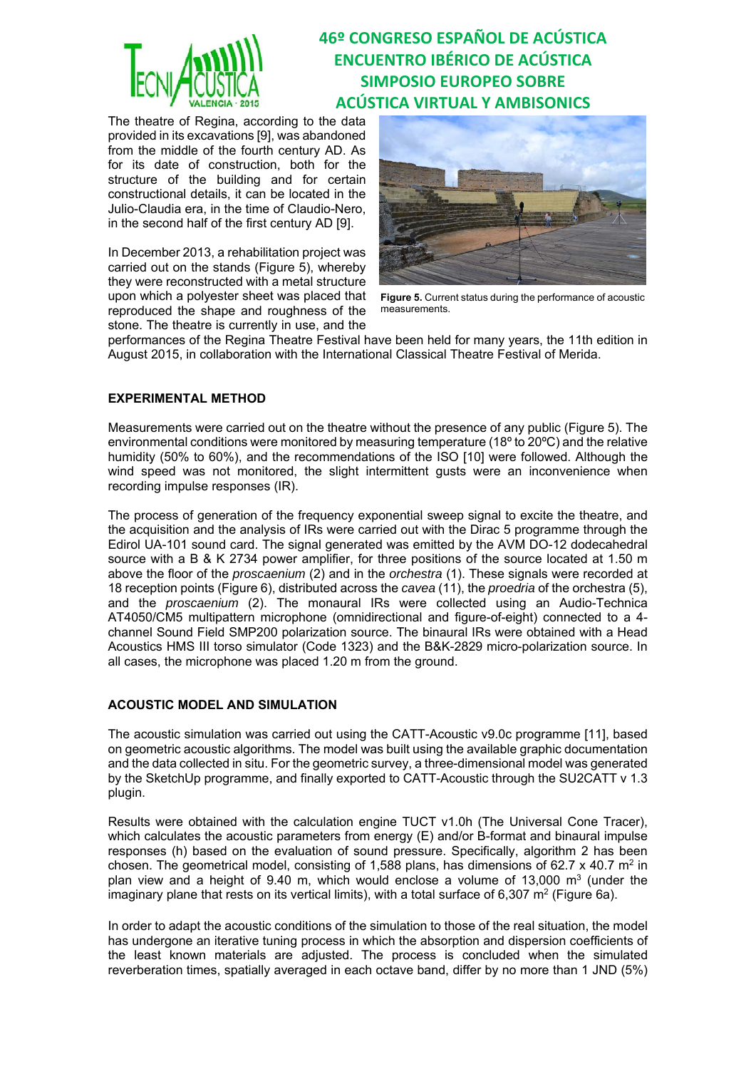The theatre of Regina, according to the data provided in its excavations [9], was abandoned from the middle of the fourth century AD. As for its date of construction, both for the structure of the building and for certain constructional details, it can be located in the Julio-Claudia era, in the time of Claudio-Nero, in the second half of the first century AD [9].

In December 2013, a rehabilitation project was carried out on the stands (Figure 5), whereby they were reconstructed with a metal structure upon which a polyester sheet was placed that reproduced the shape and roughness of the stone. The theatre is currently in use, and the performances of the Regina Theatre Festival have been held for many years, the 11th edition in August 2015, in collaboration with the International Classical Theatre Festival of Merida.

**Figure 5.** Current status during the performance of acoustic measurements.

**EXPERIMENTAL METHOD**

Measurements were carried out on the theatre without the presence of any public (Figure 5). The environmental conditions were monitored by measuring temperature (18º to 20ºC) and the relative humidity (50% to 60%), and the recommendations of the ISO [10] were followed. Although the wind speed was not monitored, the slight intermittent gusts were an inconvenience when recording impulse responses (IR).

The process of generation of the frequency exponential sweep signal to excite the theatre, and the acquisition and the analysis of IRs were carried out with the Dirac 5 programme through the Edirol UA-101 sound card. The signal generated was emitted by the AVM DO-12 dodecahedral source with a B & K 2734 power amplifier, for three positions of the source located at 1.50 m above the floor of the *proscaenium* (2) and in the *orchestra* (1). These signals were recorded at 18 reception points (Figure 6), distributed across the *cavea* (11), the *proedria* of the orchestra (5), and the *proscaenium* (2). The monaural IRs were collected using an Audio-Technica AT4050/CM5 multipattern microphone (omnidirectional and figure-of-eight) connected to a 4-channel Sound Field SMP200 polarization source. The binaural IRs were obtained with a Head Acoustics HMS III torso simulator (Code 1323) and the B&K-2829 micro-polarization source. In all cases, the microphone was placed 1.20 m from the ground.

**ACOUSTIC MODEL AND SIMULATION**

The acoustic simulation was carried out using the CATT-Acoustic v9.0c programme [11], based on geometric acoustic algorithms. The model was built using the available graphic documentation and the data collected in situ. For the geometric survey, a three-dimensional model was generated by the SketchUp programme, and finally exported to CATT-Acoustic through the SU2CATT v 1.3 plugin.

Results were obtained with the calculation engine TUCT v1.0h (The Universal Cone Tracer), which calculates the acoustic parameters from energy (E) and/or B-format and binaural impulse responses (h) based on the evaluation of sound pressure. Specifically, algorithm 2 has been chosen. The geometrical model, consisting of 1,588 plans, has dimensions of 62.7 x 40.7 $m^2$ in plan view and a height of 9.40 m, which would enclose a volume of 13,000 $m^3$ (under the imaginary plane that rests on its vertical limits), with a total surface of 6,307 $m^2$ (Figure 6a).

In order to adapt the acoustic conditions of the simulation to those of the real situation, the model has undergone an iterative tuning process in which the absorption and dispersion coefficients of the least known materials are adjusted. The process is concluded when the simulated reverberation times, spatially averaged in each octave band, differ by no more than 1 JND (5%)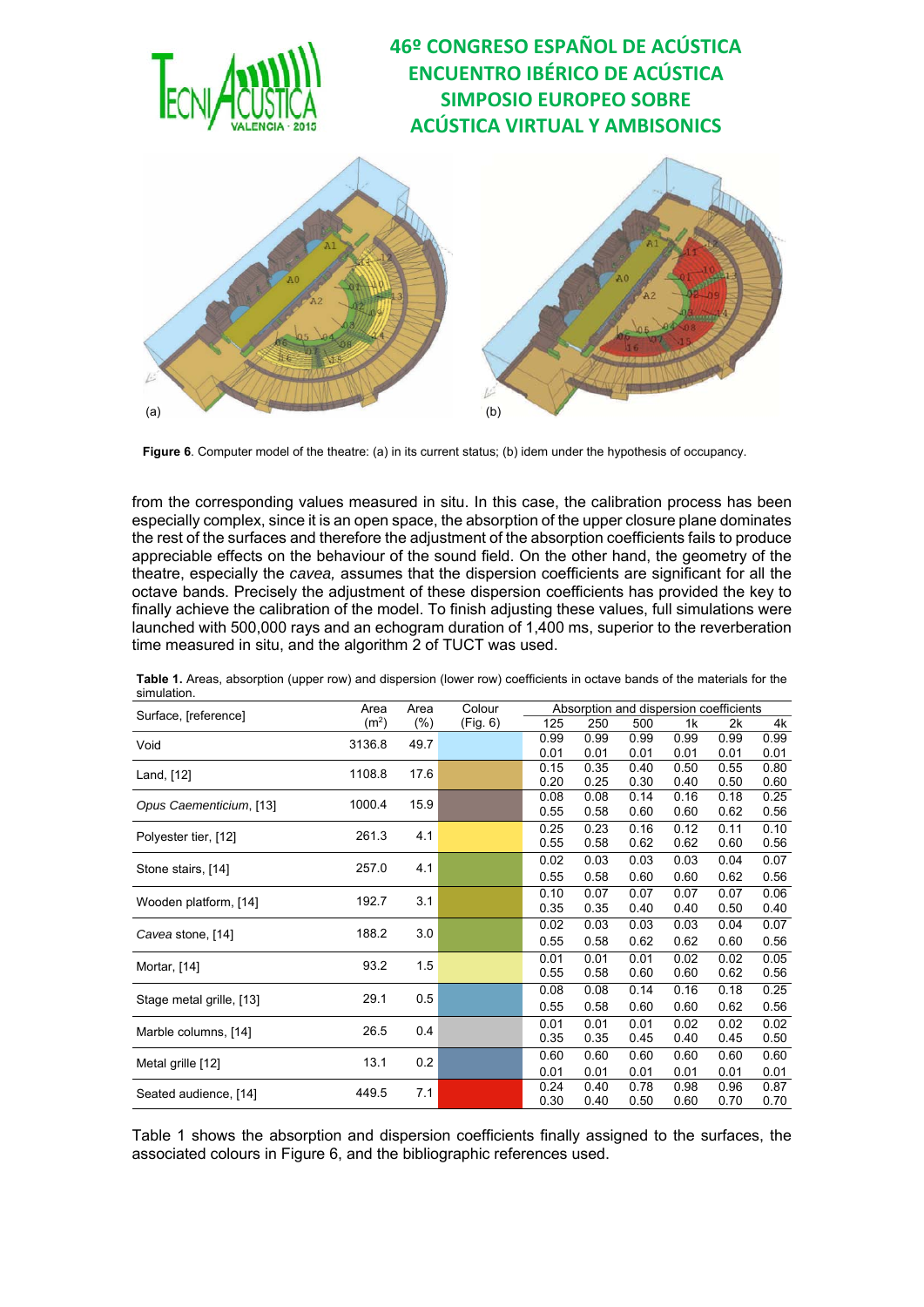(a)

(b)

**Figure 6**. Computer model of the theatre: (a) in its current status; (b) idem under the hypothesis of occupancy.

from the corresponding values measured in situ. In this case, the calibration process has been especially complex, since it is an open space, the absorption of the upper closure plane dominates the rest of the surfaces and therefore the adjustment of the absorption coefficients fails to produce appreciable effects on the behaviour of the sound field. On the other hand, the geometry of the theatre, especially the *cavea,* assumes that the dispersion coefficients are significant for all the octave bands. Precisely the adjustment of these dispersion coefficients has provided the key to finally achieve the calibration of the model. To finish adjusting these values, full simulations were launched with 500,000 rays and an echogram duration of 1,400 ms, superior to the reverberation time measured in situ, and the algorithm 2 of TUCT was used.

**Table 1.** Areas, absorption (upper row) and dispersion (lower row) coefficients in octave bands of the materials for the simulation.

| Surface, [reference] | Area ($m^2$) | Area (%) | Colour (Fig. 6) | Absorption and dispersion coefficients | | | | | |
|---|---|---|---|---|---|---|---|---|---|
| | | | | 125 | 250 | 500 | 1k | 2k | 4k |
| Void | 3136.8 | 49.7 | | 0.99 | 0.99 | 0.99 | 0.99 | 0.99 | 0.99 |
| | | | | 0.01 | 0.01 | 0.01 | 0.01 | 0.01 | 0.01 |
| Land, [12] | 1108.8 | 17.6 | | 0.15 | 0.35 | 0.40 | 0.50 | 0.55 | 0.80 |
| | | | | 0.20 | 0.25 | 0.30 | 0.40 | 0.50 | 0.60 |
| *Opus Caementicium*, [13] | 1000.4 | 15.9 | | 0.08 | 0.08 | 0.14 | 0.16 | 0.18 | 0.25 |
| | | | | 0.55 | 0.58 | 0.60 | 0.60 | 0.62 | 0.56 |
| Polyester tier, [12] | 261.3 | 4.1 | | 0.25 | 0.23 | 0.16 | 0.12 | 0.11 | 0.10 |
| | | | | 0.55 | 0.58 | 0.62 | 0.62 | 0.60 | 0.56 |
| Stone stairs, [14] | 257.0 | 4.1 | | 0.02 | 0.03 | 0.03 | 0.03 | 0.04 | 0.07 |
| | | | | 0.55 | 0.58 | 0.60 | 0.60 | 0.62 | 0.56 |
| Wooden platform, [14] | 192.7 | 3.1 | | 0.10 | 0.07 | 0.07 | 0.07 | 0.07 | 0.06 |
| | | | | 0.35 | 0.35 | 0.40 | 0.40 | 0.50 | 0.40 |
| *Cavea* stone, [14] | 188.2 | 3.0 | | 0.02 | 0.03 | 0.03 | 0.03 | 0.04 | 0.07 |
| | | | | 0.55 | 0.58 | 0.62 | 0.62 | 0.60 | 0.56 |
| Mortar, [14] | 93.2 | 1.5 | | 0.01 | 0.01 | 0.01 | 0.02 | 0.02 | 0.05 |
| | | | | 0.55 | 0.58 | 0.60 | 0.60 | 0.62 | 0.56 |
| Stage metal grille, [13] | 29.1 | 0.5 | | 0.08 | 0.08 | 0.14 | 0.16 | 0.18 | 0.25 |
| | | | | 0.55 | 0.58 | 0.60 | 0.60 | 0.62 | 0.56 |
| Marble columns, [14] | 26.5 | 0.4 | | 0.01 | 0.01 | 0.01 | 0.02 | 0.02 | 0.02 |
| | | | | 0.35 | 0.35 | 0.45 | 0.40 | 0.45 | 0.50 |
| Metal grille [12] | 13.1 | 0.2 | | 0.60 | 0.60 | 0.60 | 0.60 | 0.60 | 0.60 |
| | | | | 0.01 | 0.01 | 0.01 | 0.01 | 0.01 | 0.01 |
| Seated audience, [14] | 449.5 | 7.1 | | 0.24 | 0.40 | 0.78 | 0.98 | 0.96 | 0.87 |
| | | | | 0.30 | 0.40 | 0.50 | 0.60 | 0.70 | 0.70 |

Table 1 shows the absorption and dispersion coefficients finally assigned to the surfaces, the associated colours in Figure 6, and the bibliographic references used.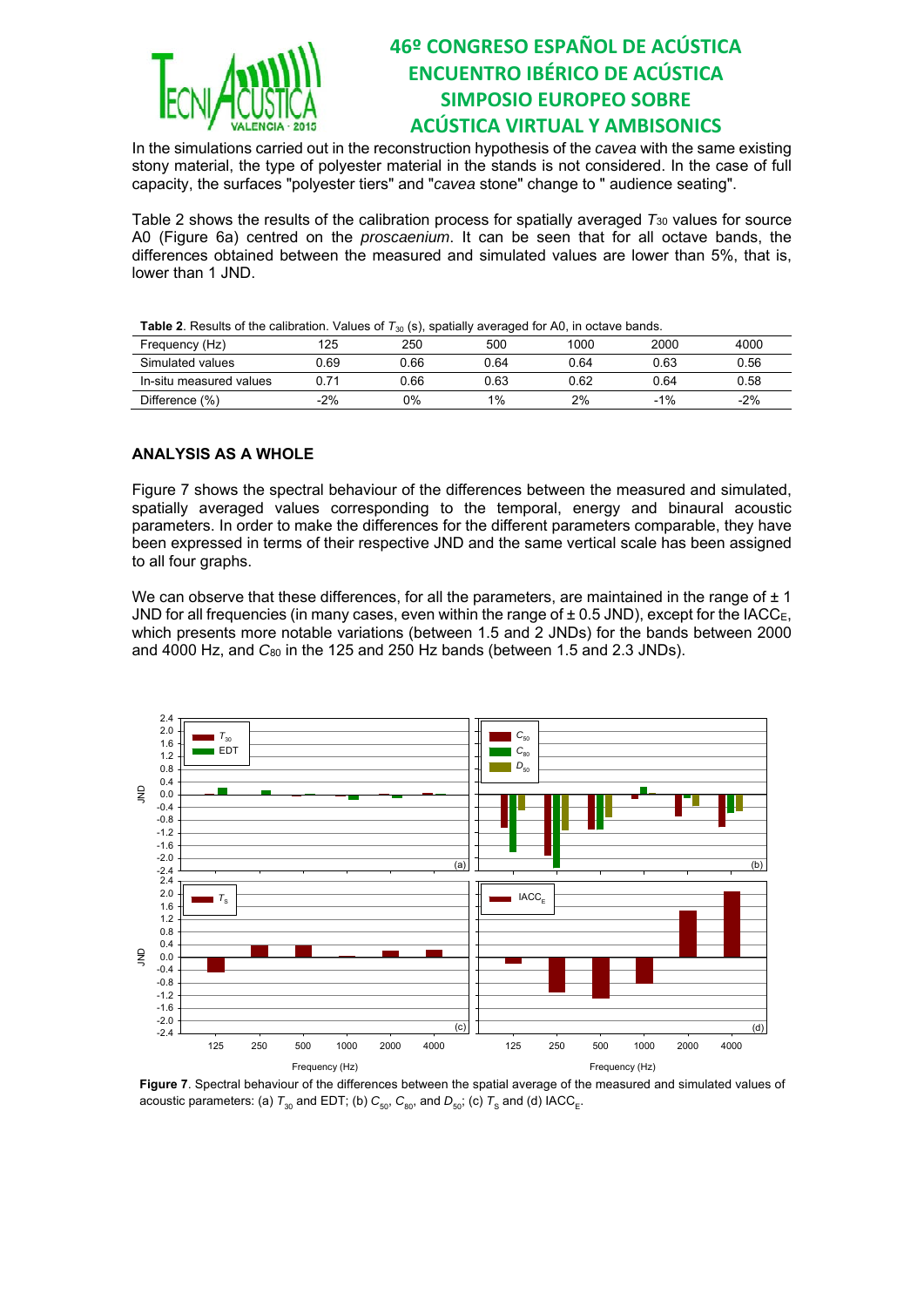In the simulations carried out in the reconstruction hypothesis of the *cavea* with the same existing stony material, the type of polyester material in the stands is not considered. In the case of full capacity, the surfaces "polyester tiers" and "*cavea* stone" change to " audience seating".

Table 2 shows the results of the calibration process for spatially averaged $T_{30}$ values for source A0 (Figure 6a) centred on the *proscaenium*. It can be seen that for all octave bands, the differences obtained between the measured and simulated values are lower than 5%, that is, lower than 1 JND.

**Table 2**. Results of the calibration. Values of $T_{30}$ (s), spatially averaged for A0, in octave bands.

| Frequency (Hz) | 125 | 250 | 500 | 1000 | 2000 | 4000 |
|---|---|---|---|---|---|---|
| Simulated values | 0.69 | 0.66 | 0.64 | 0.64 | 0.63 | 0.56 |
| In-situ measured values | 0.71 | 0.66 | 0.63 | 0.62 | 0.64 | 0.58 |
| Difference (%) | -2% | 0% | 1% | 2% | -1% | -2% |

## ANALYSIS AS A WHOLE

Figure 7 shows the spectral behaviour of the differences between the measured and simulated, spatially averaged values corresponding to the temporal, energy and binaural acoustic parameters. In order to make the differences for the different parameters comparable, they have been expressed in terms of their respective JND and the same vertical scale has been assigned to all four graphs.

We can observe that these differences, for all the parameters, are maintained in the range of ± 1 JND for all frequencies (in many cases, even within the range of ± 0.5 JND), except for the $IACC_E$, which presents more notable variations (between 1.5 and 2 JNDs) for the bands between 2000 and 4000 Hz, and $C_{80}$ in the 125 and 250 Hz bands (between 1.5 and 2.3 JNDs).

JND
2.4
2.0
1.6
1.2
0.8
0.4
0.0
-0.4
-0.8
-1.2
-1.6
-2.0
-2.4

$T_{30}$
EDT
(a)

$C_{50}$
$C_{80}$
$D_{50}$
(b)

$T_S$
(c)

$IACC_E$
(d)

125 250 500 1000 2000 4000
Frequency (Hz)

**Figure 7**. Spectral behaviour of the differences between the spatial average of the measured and simulated values of acoustic parameters: (a) $T_{30}$ and EDT; (b) $C_{50}$, $C_{80}$, and $D_{50}$; (c) $T_S$ and (d) $IACC_E$.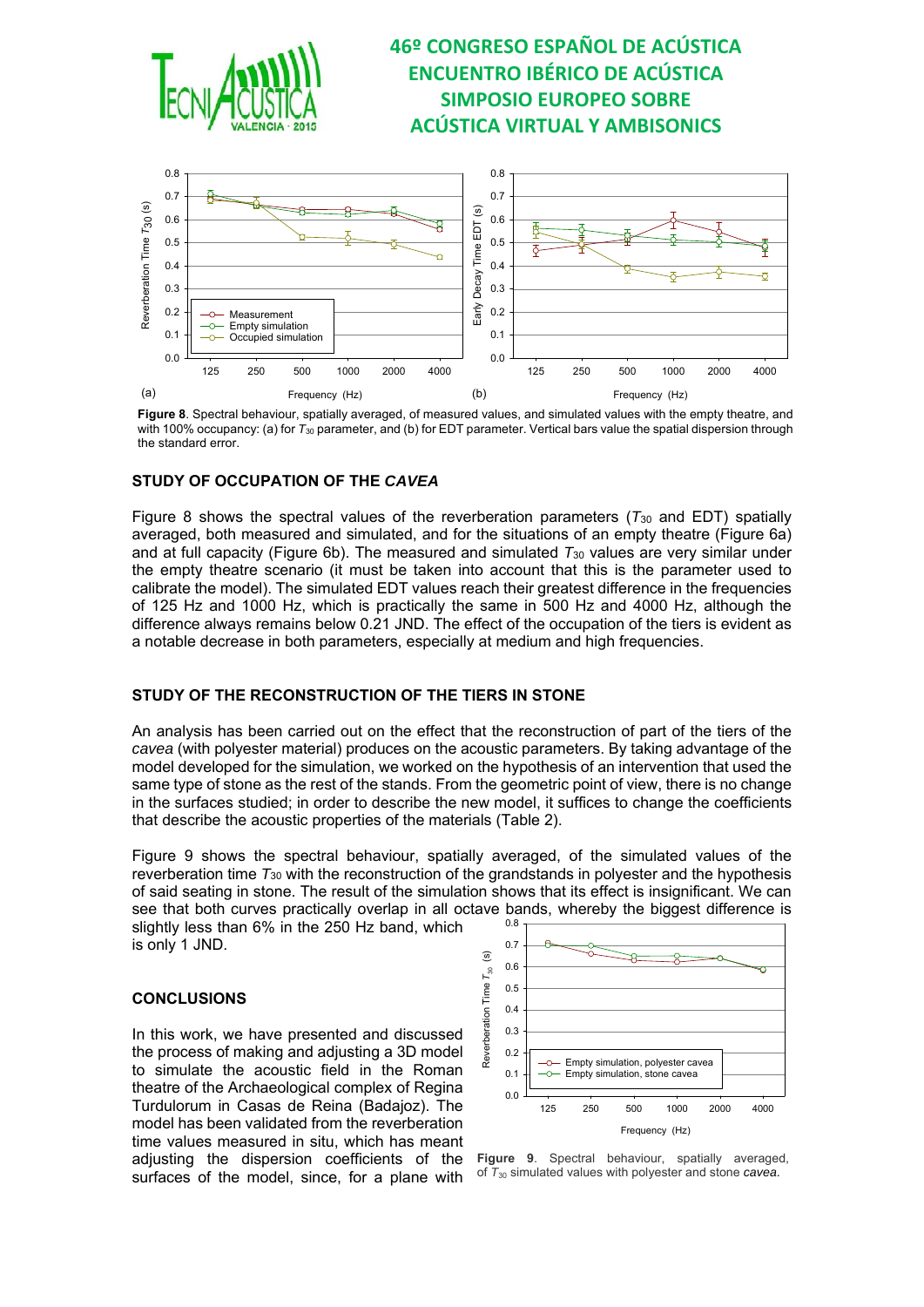0.8
0.7
0.6
0.5
0.4
0.3
0.2
0.1
0.0

Reverberation Time $T_{30}$ (s)

Measurement
Empty simulation
Occupied simulation

125 250 500 1000 2000 4000

(a) Frequency (Hz)

0.8
0.7
0.6
0.5
0.4
0.3
0.2
0.1
0.0

Early Decay Time EDT (s)

125 250 500 1000 2000 4000

(b) Frequency (Hz)

**Figure 8**. Spectral behaviour, spatially averaged, of measured values, and simulated values with the empty theatre, and with 100% occupancy: (a) for $T_{30}$ parameter, and (b) for EDT parameter. Vertical bars value the spatial dispersion through the standard error.

## STUDY OF OCCUPATION OF THE *CAVEA*

Figure 8 shows the spectral values of the reverberation parameters ($T_{30}$ and EDT) spatially averaged, both measured and simulated, and for the situations of an empty theatre (Figure 6a) and at full capacity (Figure 6b). The measured and simulated $T_{30}$ values are very similar under the empty theatre scenario (it must be taken into account that this is the parameter used to calibrate the model). The simulated EDT values reach their greatest difference in the frequencies of 125 Hz and 1000 Hz, which is practically the same in 500 Hz and 4000 Hz, although the difference always remains below 0.21 JND. The effect of the occupation of the tiers is evident as a notable decrease in both parameters, especially at medium and high frequencies.

## STUDY OF THE RECONSTRUCTION OF THE TIERS IN STONE

An analysis has been carried out on the effect that the reconstruction of part of the tiers of the *cavea* (with polyester material) produces on the acoustic parameters. By taking advantage of the model developed for the simulation, we worked on the hypothesis of an intervention that used the same type of stone as the rest of the stands. From the geometric point of view, there is no change in the surfaces studied; in order to describe the new model, it suffices to change the coefficients that describe the acoustic properties of the materials (Table 2).

Figure 9 shows the spectral behaviour, spatially averaged, of the simulated values of the reverberation time $T_{30}$ with the reconstruction of the grandstands in polyester and the hypothesis of said seating in stone. The result of the simulation shows that its effect is insignificant. We can see that both curves practically overlap in all octave bands, whereby the biggest difference is slightly less than 6% in the 250 Hz band, which is only 1 JND.

0.8
0.7
0.6
0.5
0.4
0.3
0.2
0.1
0.0

Reverberation Time $T_{30}$ (s)

Empty simulation, polyester cavea
Empty simulation, stone cavea

125 250 500 1000 2000 4000

Frequency (Hz)

**Figure 9**. Spectral behaviour, spatially averaged, of $T_{30}$ simulated values with polyester and stone *cavea*.

## CONCLUSIONS

In this work, we have presented and discussed the process of making and adjusting a 3D model to simulate the acoustic field in the Roman theatre of the Archaeological complex of Regina Turdulorum in Casas de Reina (Badajoz). The model has been validated from the reverberation time values measured in situ, which has meant adjusting the dispersion coefficients of the surfaces of the model, since, for a plane with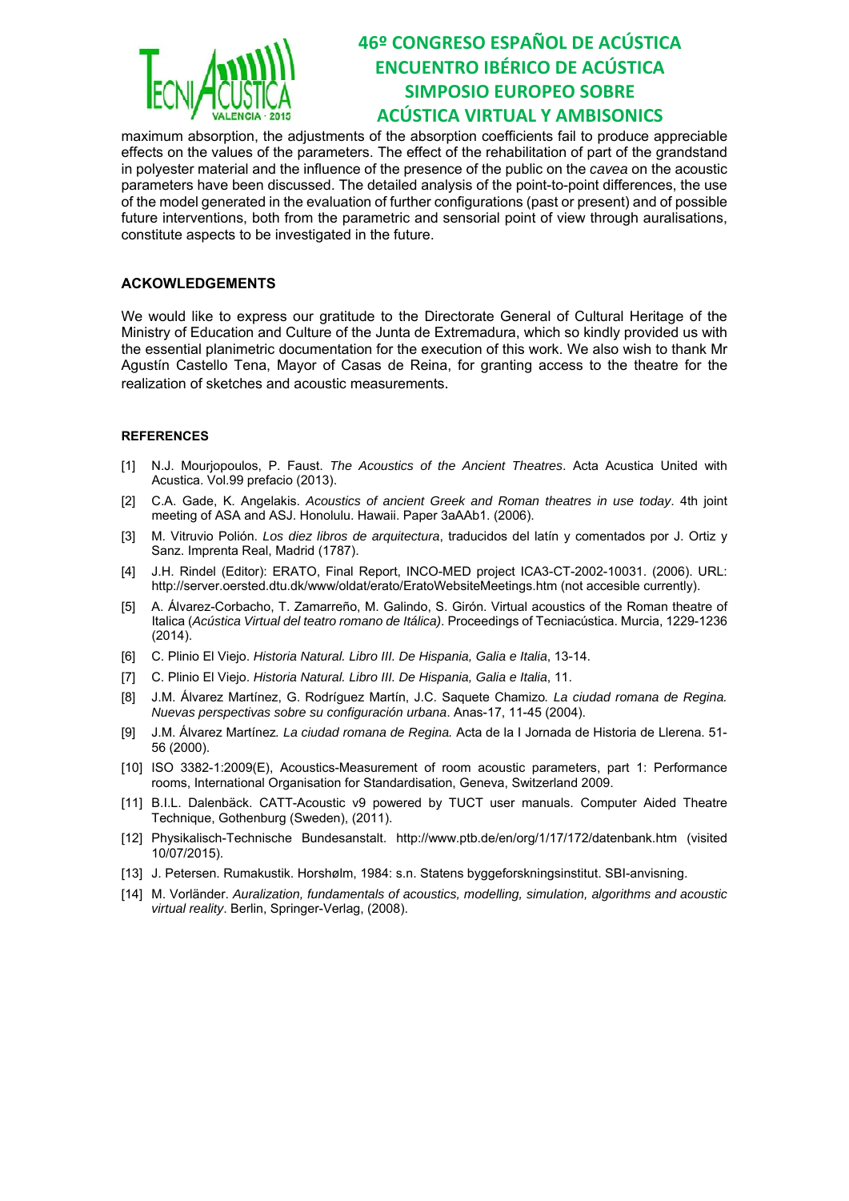maximum absorption, the adjustments of the absorption coefficients fail to produce appreciable effects on the values of the parameters. The effect of the rehabilitation of part of the grandstand in polyester material and the influence of the presence of the public on the *cavea* on the acoustic parameters have been discussed. The detailed analysis of the point-to-point differences, the use of the model generated in the evaluation of further configurations (past or present) and of possible future interventions, both from the parametric and sensorial point of view through auralisations, constitute aspects to be investigated in the future.

## ACKOWLEDGEMENTS

We would like to express our gratitude to the Directorate General of Cultural Heritage of the Ministry of Education and Culture of the Junta de Extremadura, which so kindly provided us with the essential planimetric documentation for the execution of this work. We also wish to thank Mr Agustín Castello Tena, Mayor of Casas de Reina, for granting access to the theatre for the realization of sketches and acoustic measurements.

## REFERENCES

[1] N.J. Mourjopoulos, P. Faust. *The Acoustics of the Ancient Theatres*. Acta Acustica United with Acustica. Vol.99 prefacio (2013).

[2] C.A. Gade, K. Angelakis. *Acoustics of ancient Greek and Roman theatres in use today*. 4th joint meeting of ASA and ASJ. Honolulu. Hawaii. Paper 3aAAb1. (2006).

[3] M. Vitruvio Polión. *Los diez libros de arquitectura*, traducidos del latín y comentados por J. Ortiz y Sanz. Imprenta Real, Madrid (1787).

[4] J.H. Rindel (Editor): ERATO, Final Report, INCO-MED project ICA3-CT-2002-10031. (2006). URL: http://server.oersted.dtu.dk/www/oldat/erato/EratoWebsiteMeetings.htm (not accesible currently).

[5] A. Álvarez-Corbacho, T. Zamarreño, M. Galindo, S. Girón. Virtual acoustics of the Roman theatre of Italica (*Acústica Virtual del teatro romano de Itálica)*. Proceedings of Tecniacústica. Murcia, 1229-1236 (2014).

[6] C. Plinio El Viejo. *Historia Natural. Libro III. De Hispania, Galia e Italia*, 13-14.

[7] C. Plinio El Viejo. *Historia Natural. Libro III. De Hispania, Galia e Italia*, 11.

[8] J.M. Álvarez Martínez, G. Rodríguez Martín, J.C. Saquete Chamizo*. La ciudad romana de Regina. Nuevas perspectivas sobre su configuración urbana*. Anas-17, 11-45 (2004).

[9] J.M. Álvarez Martínez*. La ciudad romana de Regina.* Acta de la I Jornada de Historia de Llerena. 51-56 (2000).

[10] ISO 3382-1:2009(E), Acoustics-Measurement of room acoustic parameters, part 1: Performance rooms, International Organisation for Standardisation, Geneva, Switzerland 2009.

[11] B.I.L. Dalenbäck. CATT-Acoustic v9 powered by TUCT user manuals. Computer Aided Theatre Technique, Gothenburg (Sweden), (2011).

[12] Physikalisch-Technische Bundesanstalt. http://www.ptb.de/en/org/1/17/172/datenbank.htm (visited 10/07/2015).

[13] J. Petersen. Rumakustik. Horshølm, 1984: s.n. Statens byggeforskningsinstitut. SBI-anvisning.

[14] M. Vorländer. *Auralization, fundamentals of acoustics, modelling, simulation, algorithms and acoustic virtual reality*. Berlin, Springer-Verlag, (2008).